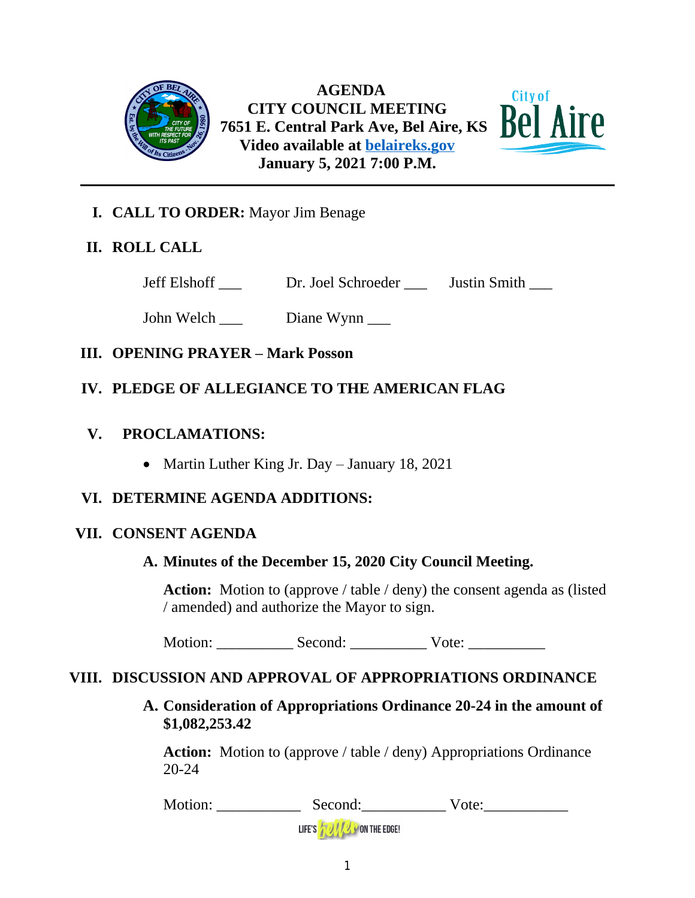# AGENDA
# CITY COUNCIL MEETING
**7651 E. Central Park Ave, Bel Aire, KS**
**Video available at [belaireks.gov](belaireks.gov)**
**January 5, 2021 7:00 P.M.**

City of Bel Aire

---

**I. CALL TO ORDER:** Mayor Jim Benage

**II. ROLL CALL**

Jeff Elshoff ___ Dr. Joel Schroeder ___ Justin Smith ___

John Welch ___ Diane Wynn ___

**III. OPENING PRAYER – Mark Posson**

**IV. PLEDGE OF ALLEGIANCE TO THE AMERICAN FLAG**

**V. PROCLAMATIONS:**

- Martin Luther King Jr. Day – January 18, 2021

**VI. DETERMINE AGENDA ADDITIONS:**

**VII. CONSENT AGENDA**

**A. Minutes of the December 15, 2020 City Council Meeting.**

**Action:** Motion to (approve / table / deny) the consent agenda as (listed / amended) and authorize the Mayor to sign.

Motion: __________ Second: __________ Vote: __________

**VIII. DISCUSSION AND APPROVAL OF APPROPRIATIONS ORDINANCE**

**A. Consideration of Appropriations Ordinance 20-24 in the amount of $1,082,253.42**

**Action:** Motion to (approve / table / deny) Appropriations Ordinance 20-24

Motion: ___________ Second:___________ Vote:___________

LIFE'S better ON THE EDGE!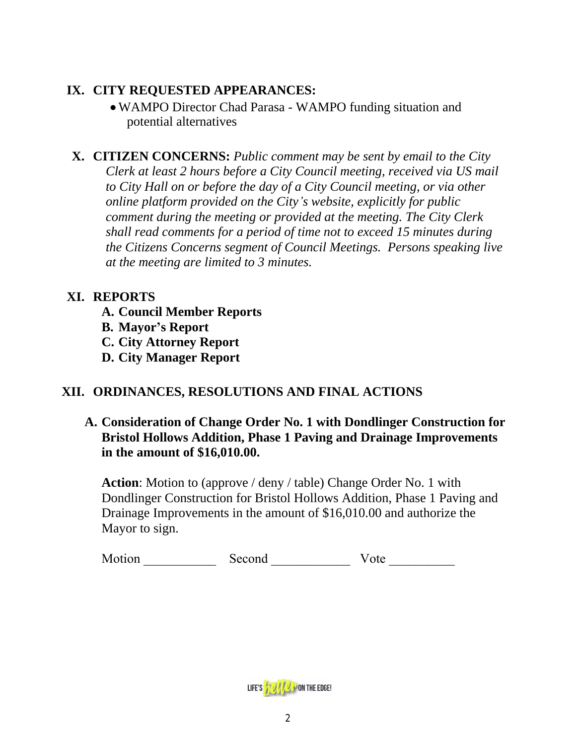## IX. CITY REQUESTED APPEARANCES:

- WAMPO Director Chad Parasa - WAMPO funding situation and potential alternatives

## X. CITIZEN CONCERNS:

*Public comment may be sent by email to the City Clerk at least 2 hours before a City Council meeting, received via US mail to City Hall on or before the day of a City Council meeting, or via other online platform provided on the City's website, explicitly for public comment during the meeting or provided at the meeting. The City Clerk shall read comments for a period of time not to exceed 15 minutes during the Citizens Concerns segment of Council Meetings. Persons speaking live at the meeting are limited to 3 minutes.*

## XI. REPORTS

**A. Council Member Reports**
**B. Mayor's Report**
**C. City Attorney Report**
**D. City Manager Report**

## XII. ORDINANCES, RESOLUTIONS AND FINAL ACTIONS

### A. Consideration of Change Order No. 1 with Dondlinger Construction for Bristol Hollows Addition, Phase 1 Paving and Drainage Improvements in the amount of $16,010.00.

**Action**: Motion to (approve / deny / table) Change Order No. 1 with Dondlinger Construction for Bristol Hollows Addition, Phase 1 Paving and Drainage Improvements in the amount of $16,010.00 and authorize the Mayor to sign.

Motion ___________ Second ____________ Vote __________

LIFE'S better ON THE EDGE!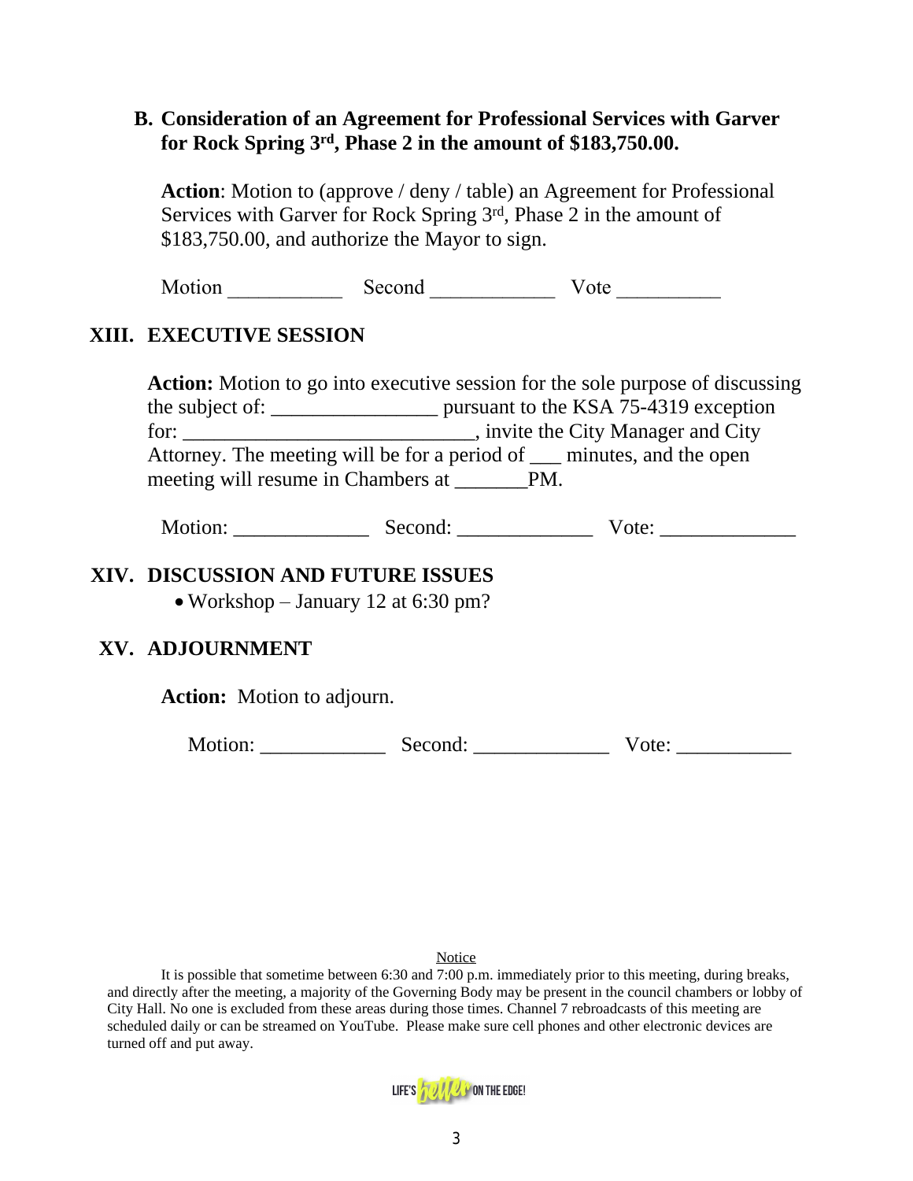**B. Consideration of an Agreement for Professional Services with Garver for Rock Spring 3rd, Phase 2 in the amount of $183,750.00.**

**Action**: Motion to (approve / deny / table) an Agreement for Professional Services with Garver for Rock Spring 3rd, Phase 2 in the amount of $183,750.00, and authorize the Mayor to sign.

Motion ___________ Second ____________ Vote __________

## XIII. EXECUTIVE SESSION

**Action:** Motion to go into executive session for the sole purpose of discussing the subject of: ________________ pursuant to the KSA 75-4319 exception for: ____________________________, invite the City Manager and City Attorney. The meeting will be for a period of ___ minutes, and the open meeting will resume in Chambers at _______PM.

Motion: _____________ Second: _____________ Vote: _____________

## XIV. DISCUSSION AND FUTURE ISSUES

- Workshop – January 12 at 6:30 pm?

## XV. ADJOURNMENT

**Action:** Motion to adjourn.

Motion: ____________ Second: _____________ Vote: ___________

Notice

It is possible that sometime between 6:30 and 7:00 p.m. immediately prior to this meeting, during breaks, and directly after the meeting, a majority of the Governing Body may be present in the council chambers or lobby of City Hall. No one is excluded from these areas during those times. Channel 7 rebroadcasts of this meeting are scheduled daily or can be streamed on YouTube. Please make sure cell phones and other electronic devices are turned off and put away.

LIFE'S better ON THE EDGE!